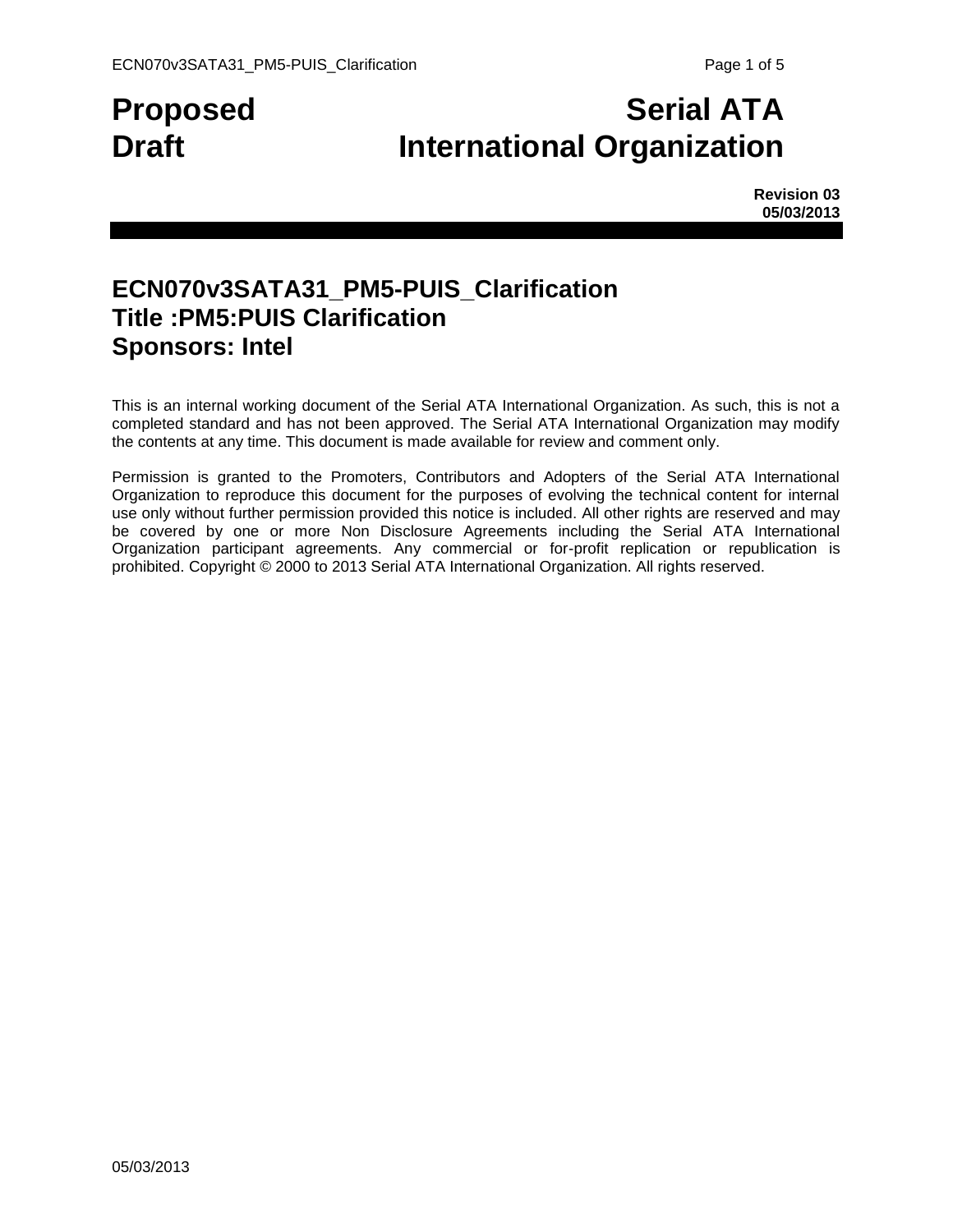# Proposed Draft

# Serial ATA International Organization

**Revision 03**
**05/03/2013**

## ECN070v3SATA31_PM5-PUIS_Clarification
## Title :PM5:PUIS Clarification
## Sponsors: Intel

This is an internal working document of the Serial ATA International Organization. As such, this is not a completed standard and has not been approved. The Serial ATA International Organization may modify the contents at any time. This document is made available for review and comment only.

Permission is granted to the Promoters, Contributors and Adopters of the Serial ATA International Organization to reproduce this document for the purposes of evolving the technical content for internal use only without further permission provided this notice is included. All other rights are reserved and may be covered by one or more Non Disclosure Agreements including the Serial ATA International Organization participant agreements. Any commercial or for-profit replication or republication is prohibited. Copyright © 2000 to 2013 Serial ATA International Organization. All rights reserved.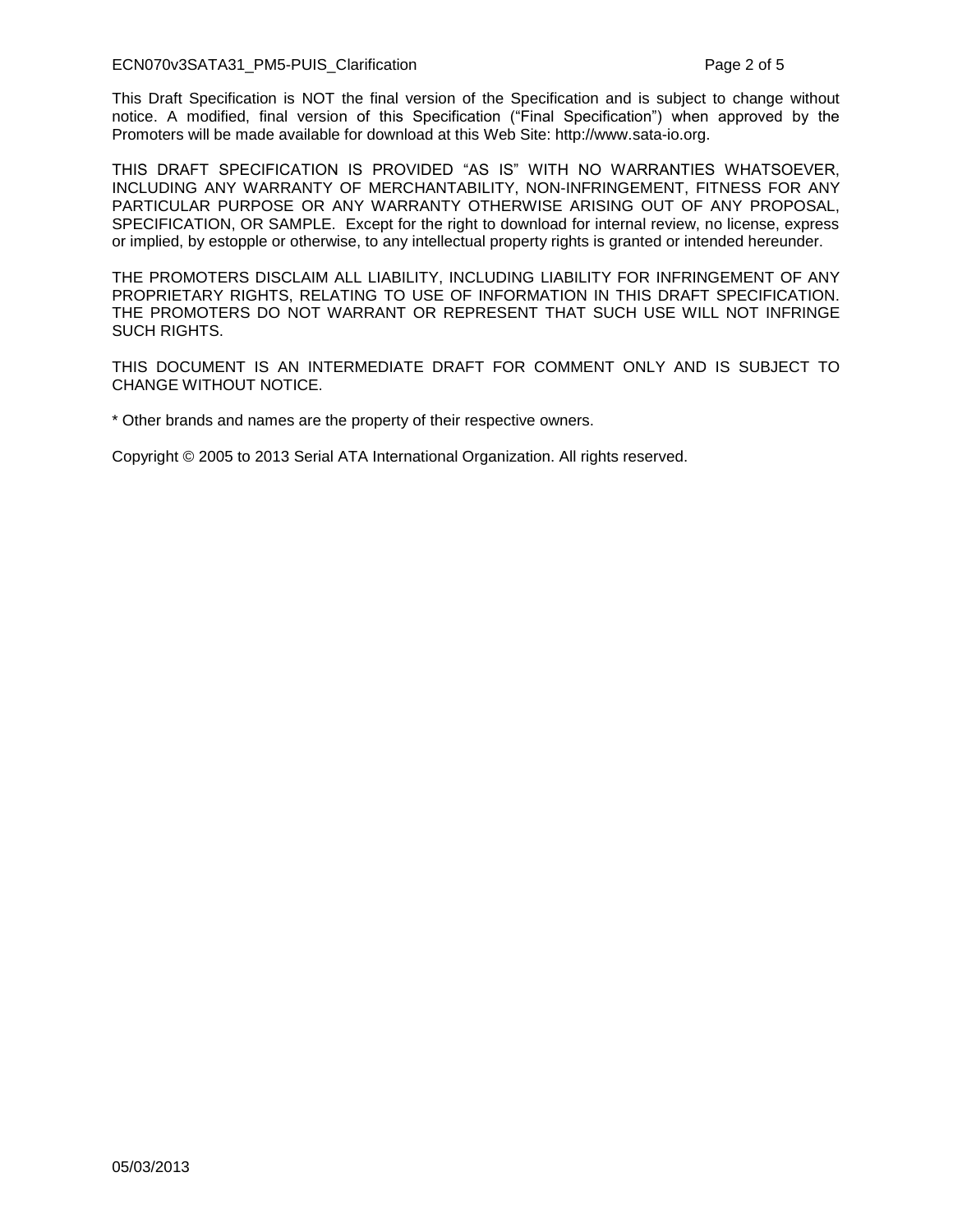This Draft Specification is NOT the final version of the Specification and is subject to change without notice. A modified, final version of this Specification ("Final Specification") when approved by the Promoters will be made available for download at this Web Site: http://www.sata-io.org.

THIS DRAFT SPECIFICATION IS PROVIDED "AS IS" WITH NO WARRANTIES WHATSOEVER, INCLUDING ANY WARRANTY OF MERCHANTABILITY, NON-INFRINGEMENT, FITNESS FOR ANY PARTICULAR PURPOSE OR ANY WARRANTY OTHERWISE ARISING OUT OF ANY PROPOSAL, SPECIFICATION, OR SAMPLE. Except for the right to download for internal review, no license, express or implied, by estopple or otherwise, to any intellectual property rights is granted or intended hereunder.

THE PROMOTERS DISCLAIM ALL LIABILITY, INCLUDING LIABILITY FOR INFRINGEMENT OF ANY PROPRIETARY RIGHTS, RELATING TO USE OF INFORMATION IN THIS DRAFT SPECIFICATION. THE PROMOTERS DO NOT WARRANT OR REPRESENT THAT SUCH USE WILL NOT INFRINGE SUCH RIGHTS.

THIS DOCUMENT IS AN INTERMEDIATE DRAFT FOR COMMENT ONLY AND IS SUBJECT TO CHANGE WITHOUT NOTICE.

* Other brands and names are the property of their respective owners.

Copyright © 2005 to 2013 Serial ATA International Organization. All rights reserved.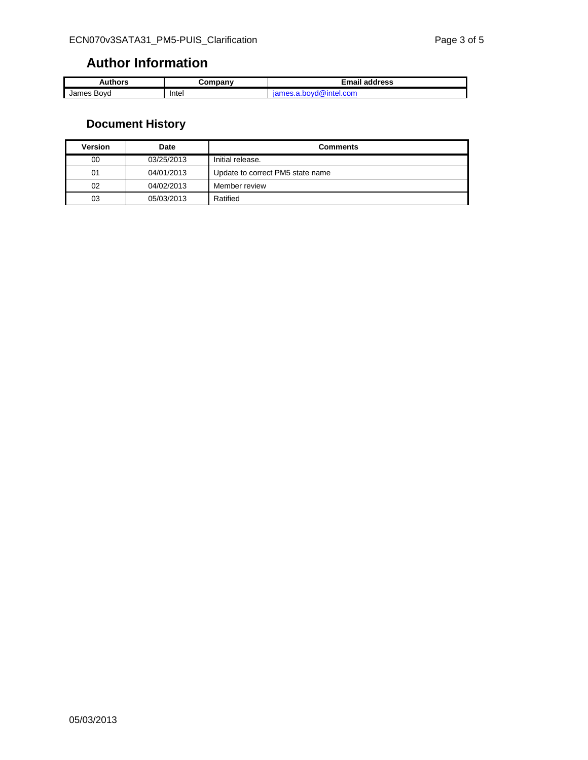## Author Information

| Authors | Company | Email address |
| --- | --- | --- |
| James Boyd | Intel | james.a.boyd@intel.com |

## Document History

| Version | Date | Comments |
| --- | --- | --- |
| 00 | 03/25/2013 | Initial release. |
| 01 | 04/01/2013 | Update to correct PM5 state name |
| 02 | 04/02/2013 | Member review |
| 03 | 05/03/2013 | Ratified |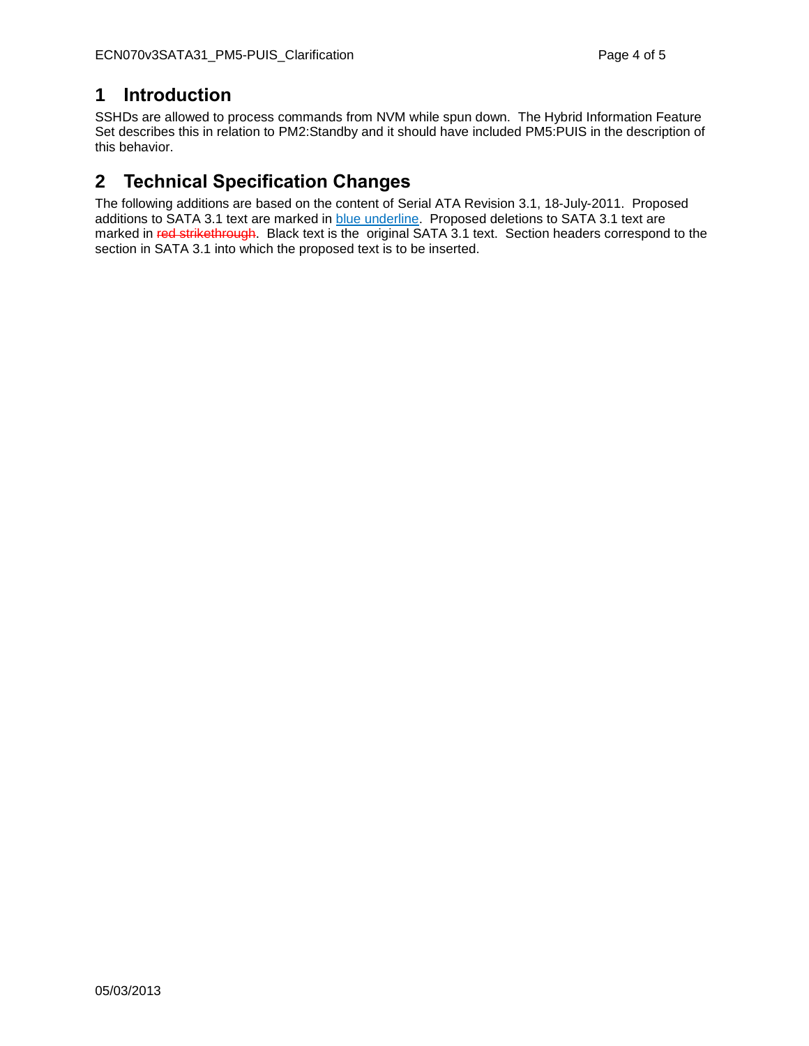# 1 Introduction

SSHDs are allowed to process commands from NVM while spun down. The Hybrid Information Feature Set describes this in relation to PM2:Standby and it should have included PM5:PUIS in the description of this behavior.

# 2 Technical Specification Changes

The following additions are based on the content of Serial ATA Revision 3.1, 18-July-2011. Proposed additions to SATA 3.1 text are marked in <u>blue underline</u>. Proposed deletions to SATA 3.1 text are marked in ~~red strikethrough~~. Black text is the original SATA 3.1 text. Section headers correspond to the section in SATA 3.1 into which the proposed text is to be inserted.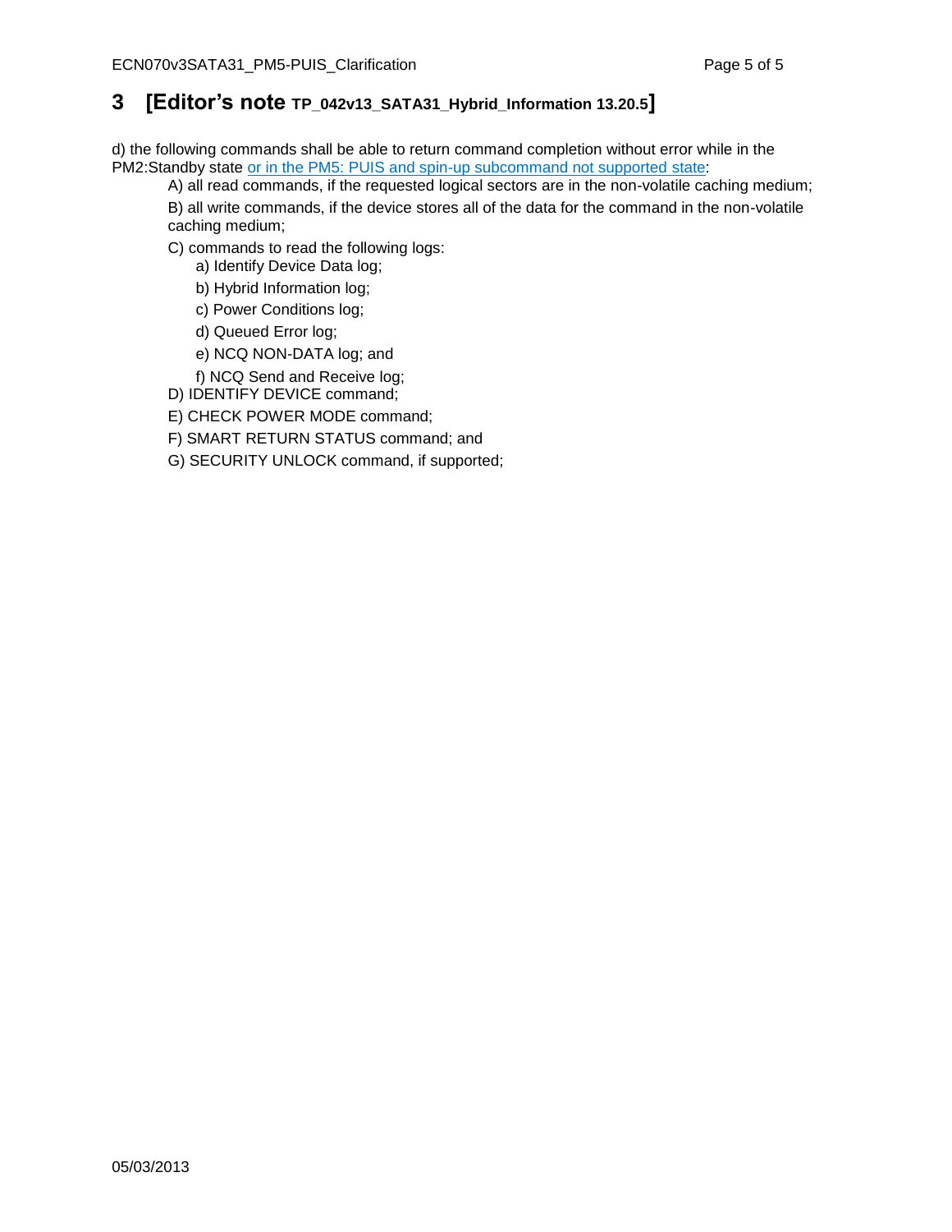# 3 [Editor's note TP_042v13_SATA31_Hybrid_Information 13.20.5]

d) the following commands shall be able to return command completion without error while in the PM2:Standby state or in the PM5: PUIS and spin-up subcommand not supported state:

- A) all read commands, if the requested logical sectors are in the non-volatile caching medium;
- B) all write commands, if the device stores all of the data for the command in the non-volatile caching medium;
- C) commands to read the following logs:
  - a) Identify Device Data log;
  - b) Hybrid Information log;
  - c) Power Conditions log;
  - d) Queued Error log;
  - e) NCQ NON-DATA log; and
  - f) NCQ Send and Receive log;
- D) IDENTIFY DEVICE command;
- E) CHECK POWER MODE command;
- F) SMART RETURN STATUS command; and
- G) SECURITY UNLOCK command, if supported;